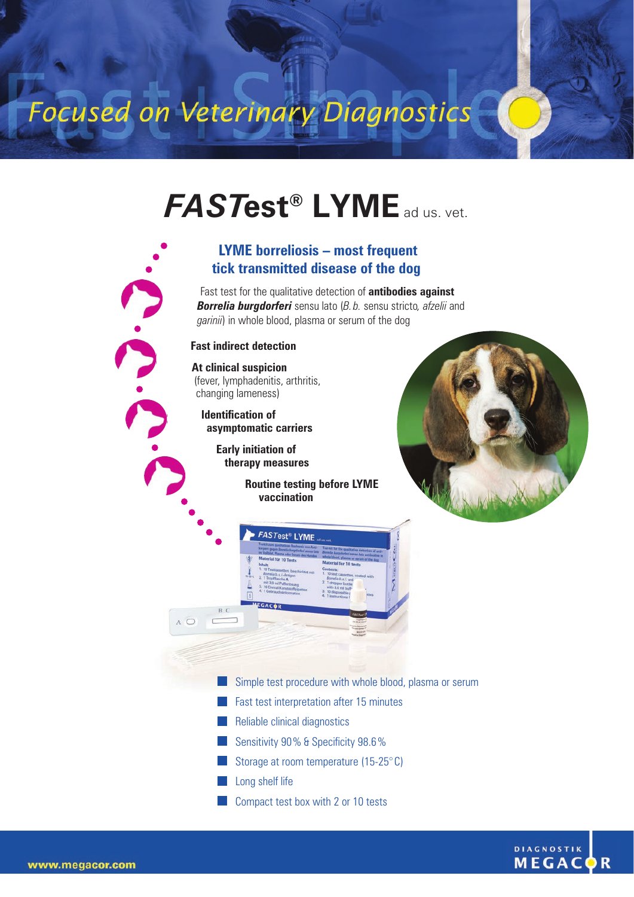Focused on Veterinary Diagnostics

# *FAST*est® LYME ad us. vet.

## LYME borreliosis – most frequent tick transmitted disease of the dog

Fast test for the qualitative detection of **antibodies against *Borrelia burgdorferi*** sensu lato (*B. b.* sensu stricto, *afzelii* and *garinii*) in whole blood, plasma or serum of the dog

**Fast indirect detection**

**At clinical suspicion**
(fever, lymphadenitis, arthritis, changing lameness)

**Identification of asymptomatic carriers**

**Early initiation of therapy measures**

**Routine testing before LYME vaccination**

- Simple test procedure with whole blood, plasma or serum
- Fast test interpretation after 15 minutes
- Reliable clinical diagnostics
- Sensitivity 90 % & Specificity 98.6 %
- Storage at room temperature (15-25° C)
- Long shelf life
- Compact test box with 2 or 10 tests

www.megacor.com

DIAGNOSTIK MEGACOR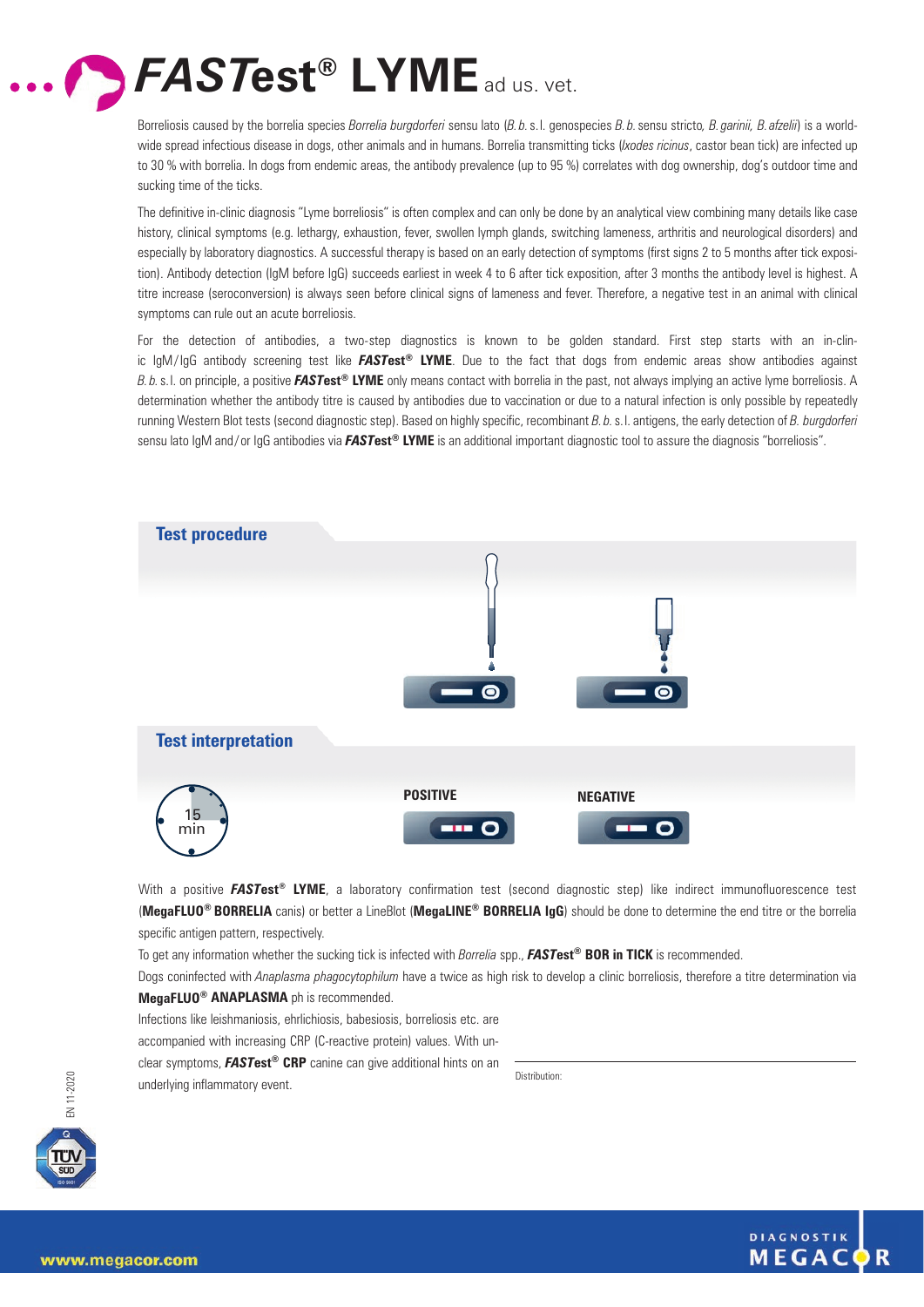# FASTest® LYME ad us. vet.

Borreliosis caused by the borrelia species *Borrelia burgdorferi* sensu lato (*B. b.* s.l. genospecies *B. b.* sensu stricto, *B. garinii, B. afzelii*) is a world-wide spread infectious disease in dogs, other animals and in humans. Borrelia transmitting ticks (*Ixodes ricinus*, castor bean tick) are infected up to 30 % with borrelia. In dogs from endemic areas, the antibody prevalence (up to 95 %) correlates with dog ownership, dog's outdoor time and sucking time of the ticks.

The definitive in-clinic diagnosis "Lyme borreliosis" is often complex and can only be done by an analytical view combining many details like case history, clinical symptoms (e.g. lethargy, exhaustion, fever, swollen lymph glands, switching lameness, arthritis and neurological disorders) and especially by laboratory diagnostics. A successful therapy is based on an early detection of symptoms (first signs 2 to 5 months after tick exposition). Antibody detection (IgM before IgG) succeeds earliest in week 4 to 6 after tick exposition, after 3 months the antibody level is highest. A titre increase (seroconversion) is always seen before clinical signs of lameness and fever. Therefore, a negative test in an animal with clinical symptoms can rule out an acute borreliosis.

For the detection of antibodies, a two-step diagnostics is known to be golden standard. First step starts with an in-clinic IgM/IgG antibody screening test like ***FASTest*® LYME**. Due to the fact that dogs from endemic areas show antibodies against *B. b.* s.l. on principle, a positive ***FASTest*® LYME** only means contact with borrelia in the past, not always implying an active lyme borreliosis. A determination whether the antibody titre is caused by antibodies due to vaccination or due to a natural infection is only possible by repeatedly running Western Blot tests (second diagnostic step). Based on highly specific, recombinant *B. b.* s.l. antigens, the early detection of *B. burgdorferi* sensu lato IgM and/or IgG antibodies via ***FASTest*® LYME** is an additional important diagnostic tool to assure the diagnosis "borreliosis".

## Test procedure

## Test interpretation

15 min

POSITIVE

NEGATIVE

With a positive ***FASTest*® LYME**, a laboratory confirmation test (second diagnostic step) like indirect immunofluorescence test (**MegaFLUO® BORRELIA** canis) or better a LineBlot (**MegaLINE® BORRELIA IgG**) should be done to determine the end titre or the borrelia specific antigen pattern, respectively.

To get any information whether the sucking tick is infected with *Borrelia* spp., ***FASTest*® BOR in TICK** is recommended.

Dogs coinfected with *Anaplasma phagocytophilum* have a twice as high risk to develop a clinic borreliosis, therefore a titre determination via **MegaFLUO® ANAPLASMA** ph is recommended.

Infections like leishmaniosis, ehrlichiosis, babesiosis, borreliosis etc. are accompanied with increasing CRP (C-reactive protein) values. With unclear symptoms, ***FASTest*® CRP** canine can give additional hints on an underlying inflammatory event.

Distribution:

EN 11-2020

www.megacor.com

DIAGNOSTIK MEGACOR